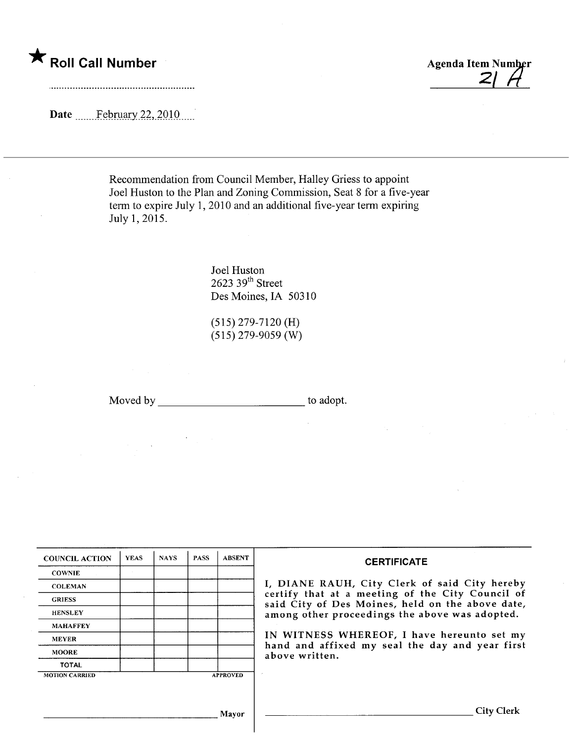★ **Roll Call Number**

**Agenda Item Number**
21 A

**Date** February 22, 2010

Recommendation from Council Member, Halley Griess to appoint Joel Huston to the Plan and Zoning Commission, Seat 8 for a five-year term to expire July 1, 2010 and an additional five-year term expiring July 1, 2015.

Joel Huston
2623 39th Street
Des Moines, IA 50310

(515) 279-7120 (H)
(515) 279-9059 (W)

Moved by ______________________ to adopt.

| COUNCIL ACTION | YEAS | NAYS | PASS | ABSENT |
|---|---|---|---|---|
| COWNIE | | | | |
| COLEMAN | | | | |
| GRIESS | | | | |
| HENSLEY | | | | |
| MAHAFFEY | | | | |
| MEYER | | | | |
| MOORE | | | | |
| TOTAL | | | | |

MOTION CARRIED APPROVED

______________________ Mayor

**CERTIFICATE**

I, DIANE RAUH, City Clerk of said City hereby certify that at a meeting of the City Council of said City of Des Moines, held on the above date, among other proceedings the above was adopted.

IN WITNESS WHEREOF, I have hereunto set my hand and affixed my seal the day and year first above written.

______________________ City Clerk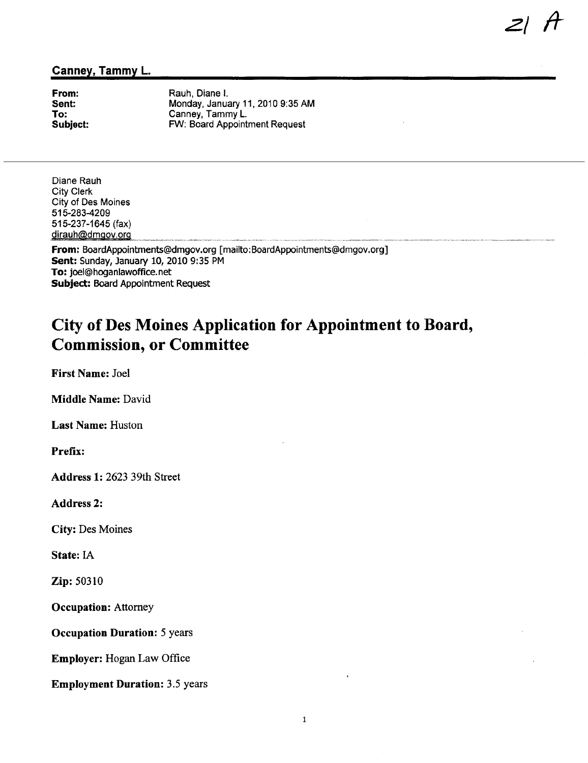21 A

**Canney, Tammy L.**

**From:** Rauh, Diane I.
**Sent:** Monday, January 11, 2010 9:35 AM
**To:** Canney, Tammy L.
**Subject:** FW: Board Appointment Request

Diane Rauh
City Clerk
City of Des Moines
515-283-4209
515-237-1645 (fax)
dirauh@dmgov.org

**From:** BoardAppointments@dmgov.org [mailto:BoardAppointments@dmgov.org]
**Sent:** Sunday, January 10, 2010 9:35 PM
**To:** joel@hoganlawoffice.net
**Subject:** Board Appointment Request

# City of Des Moines Application for Appointment to Board, Commission, or Committee

**First Name:** Joel

**Middle Name:** David

**Last Name:** Huston

**Prefix:**

**Address 1:** 2623 39th Street

**Address 2:**

**City:** Des Moines

**State:** IA

**Zip:** 50310

**Occupation:** Attorney

**Occupation Duration:** 5 years

**Employer:** Hogan Law Office

**Employment Duration:** 3.5 years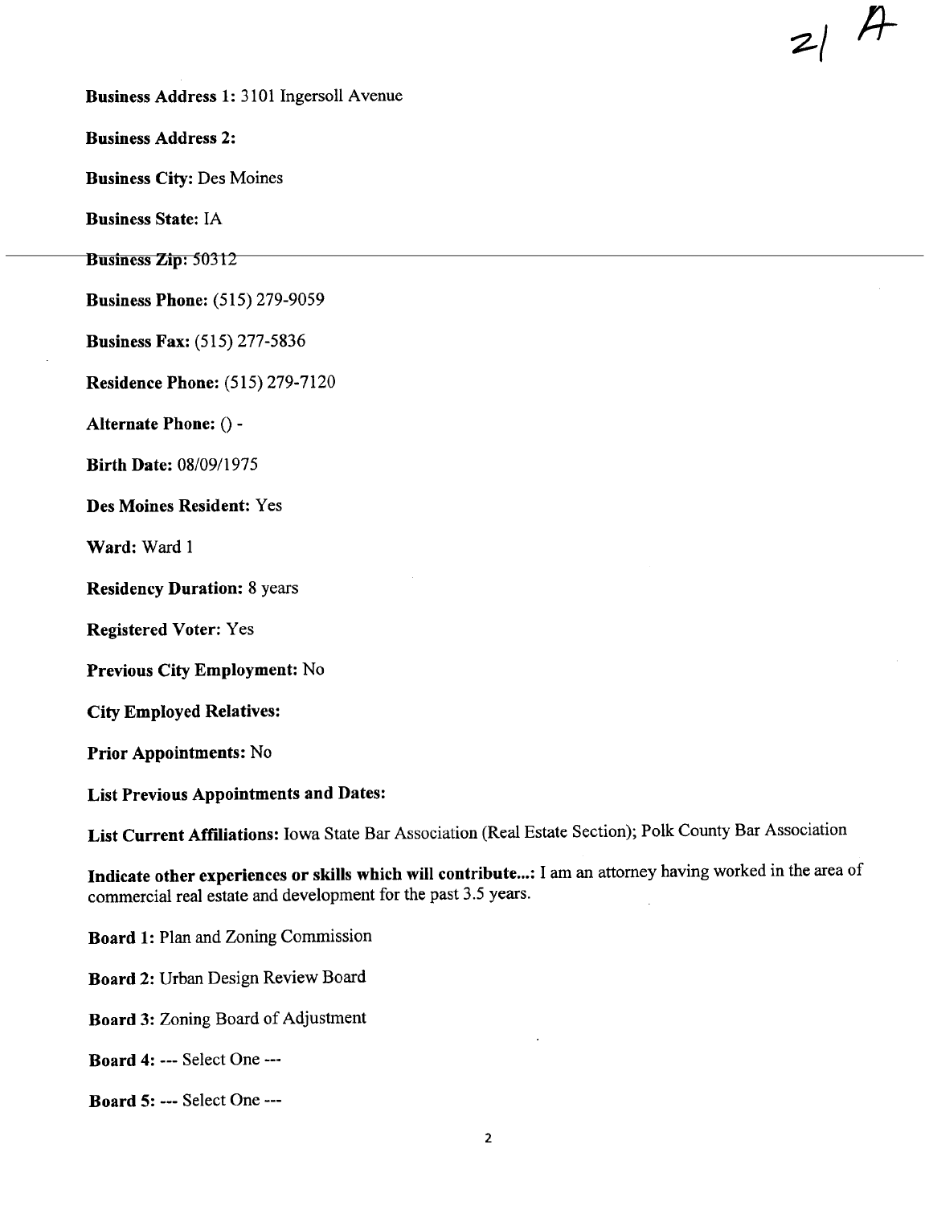21 A

**Business Address 1:** 3101 Ingersoll Avenue

**Business Address 2:**

**Business City:** Des Moines

**Business State:** IA

**Business Zip:** 50312

**Business Phone:** (515) 279-9059

**Business Fax:** (515) 277-5836

**Residence Phone:** (515) 279-7120

**Alternate Phone:** () -

**Birth Date:** 08/09/1975

**Des Moines Resident:** Yes

**Ward:** Ward 1

**Residency Duration:** 8 years

**Registered Voter:** Yes

**Previous City Employment:** No

**City Employed Relatives:**

**Prior Appointments:** No

**List Previous Appointments and Dates:**

**List Current Affiliations:** Iowa State Bar Association (Real Estate Section); Polk County Bar Association

**Indicate other experiences or skills which will contribute...:** I am an attorney having worked in the area of commercial real estate and development for the past 3.5 years.

**Board 1:** Plan and Zoning Commission

**Board 2:** Urban Design Review Board

**Board 3:** Zoning Board of Adjustment

**Board 4:** --- Select One ---

**Board 5:** --- Select One ---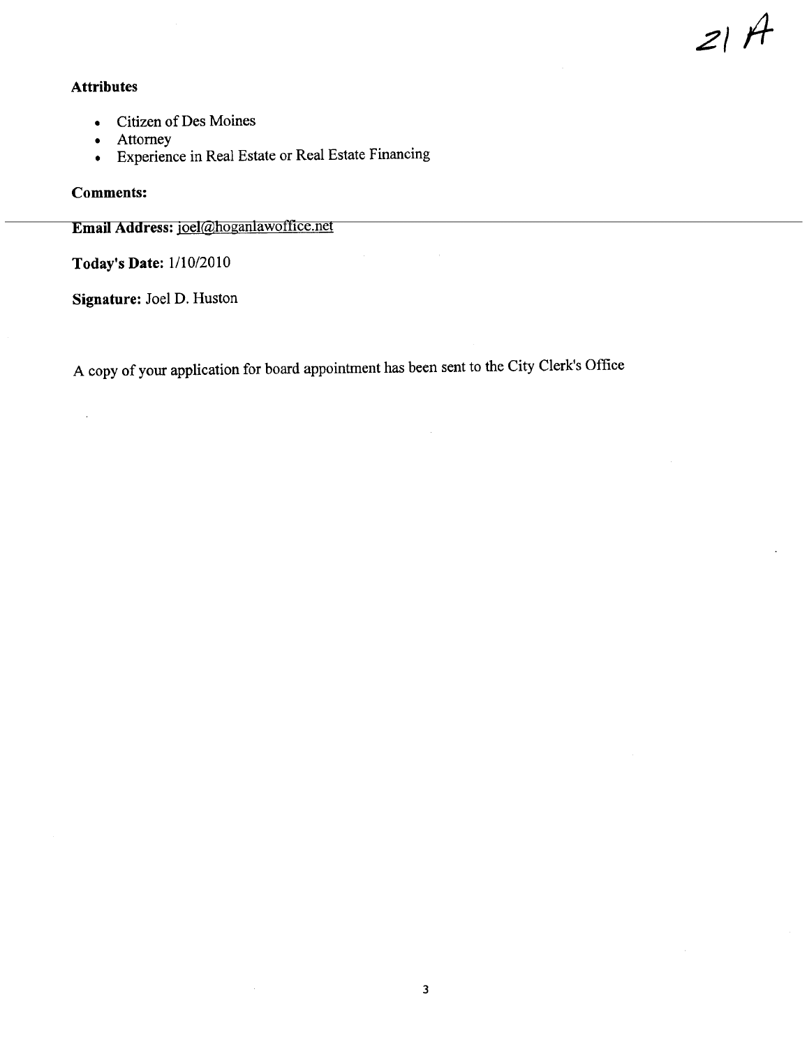21 A

**Attributes**

- Citizen of Des Moines
- Attorney
- Experience in Real Estate or Real Estate Financing

**Comments:**

---

**Email Address:** joel@hoganlawoffice.net

**Today's Date:** 1/10/2010

**Signature:** Joel D. Huston

A copy of your application for board appointment has been sent to the City Clerk's Office